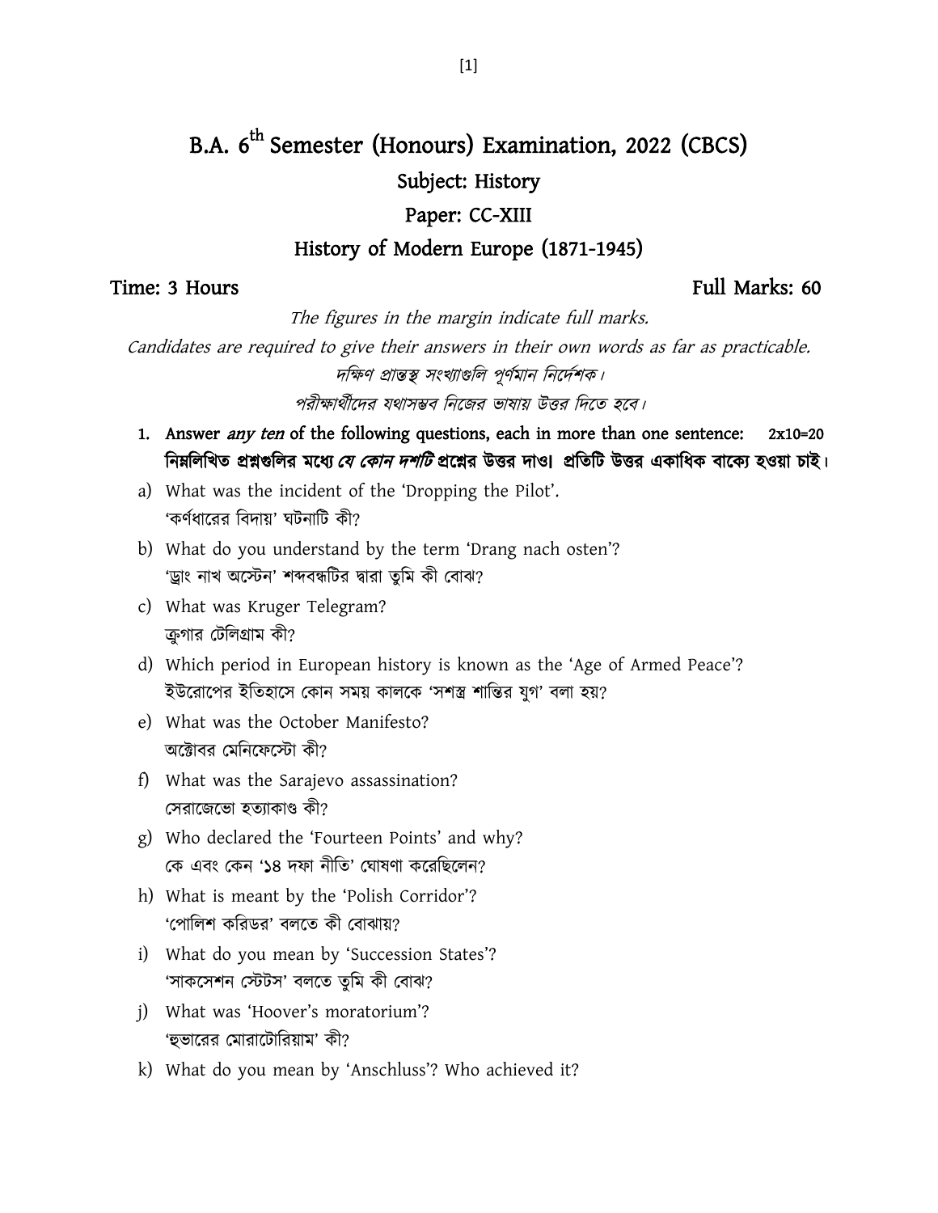# B.A. 6th Semester (Honours) Examination, 2022 (CBCS)

## Subject: History

## Paper: CC-XIII

## History of Modern Europe (1871-1945)

**Time: 3 Hours** **Full Marks: 60**

*The figures in the margin indicate full marks.*

*Candidates are required to give their answers in their own words as far as practicable.*

*দক্ষিণ প্রান্তস্থ সংখ্যাগুলি পূর্ণমান নির্দেশক।*

*পরীক্ষার্থীদের যথাসম্ভব নিজের ভাষায় উত্তর দিতে হবে।*

1. **Answer *any ten* of the following questions, each in more than one sentence:** **2x10=20**
**নিম্নলিখিত প্রশ্নগুলির মধ্যে *যে কোন দশটি* প্রশ্নের উত্তর দাও। প্রতিটি উত্তর একাধিক বাক্যে হওয়া চাই।**

a) What was the incident of the 'Dropping the Pilot'.
'কর্ণধারের বিদায়' ঘটনাটি কী?

b) What do you understand by the term 'Drang nach osten'?
'ড্রাং নাখ অস্টেন' শব্দবন্ধটির দ্বারা তুমি কী বোঝ?

c) What was Kruger Telegram?
ক্রুগার টেলিগ্রাম কী?

d) Which period in European history is known as the 'Age of Armed Peace'?
ইউরোপের ইতিহাসে কোন সময় কালকে 'সশস্ত্র শান্তির যুগ' বলা হয়?

e) What was the October Manifesto?
অক্টোবর মেনিফেস্টো কী?

f) What was the Sarajevo assassination?
সেরাজেভো হত্যাকাণ্ড কী?

g) Who declared the 'Fourteen Points' and why?
কে এবং কেন '১৪ দফা নীতি' ঘোষণা করেছিলেন?

h) What is meant by the 'Polish Corridor'?
'পোলিশ করিডর' বলতে কী বোঝায়?

i) What do you mean by 'Succession States'?
'সাকসেশন স্টেটস' বলতে তুমি কী বোঝ?

j) What was 'Hoover's moratorium'?
'হুভারের মোরাটোরিয়াম' কী?

k) What do you mean by 'Anschluss'? Who achieved it?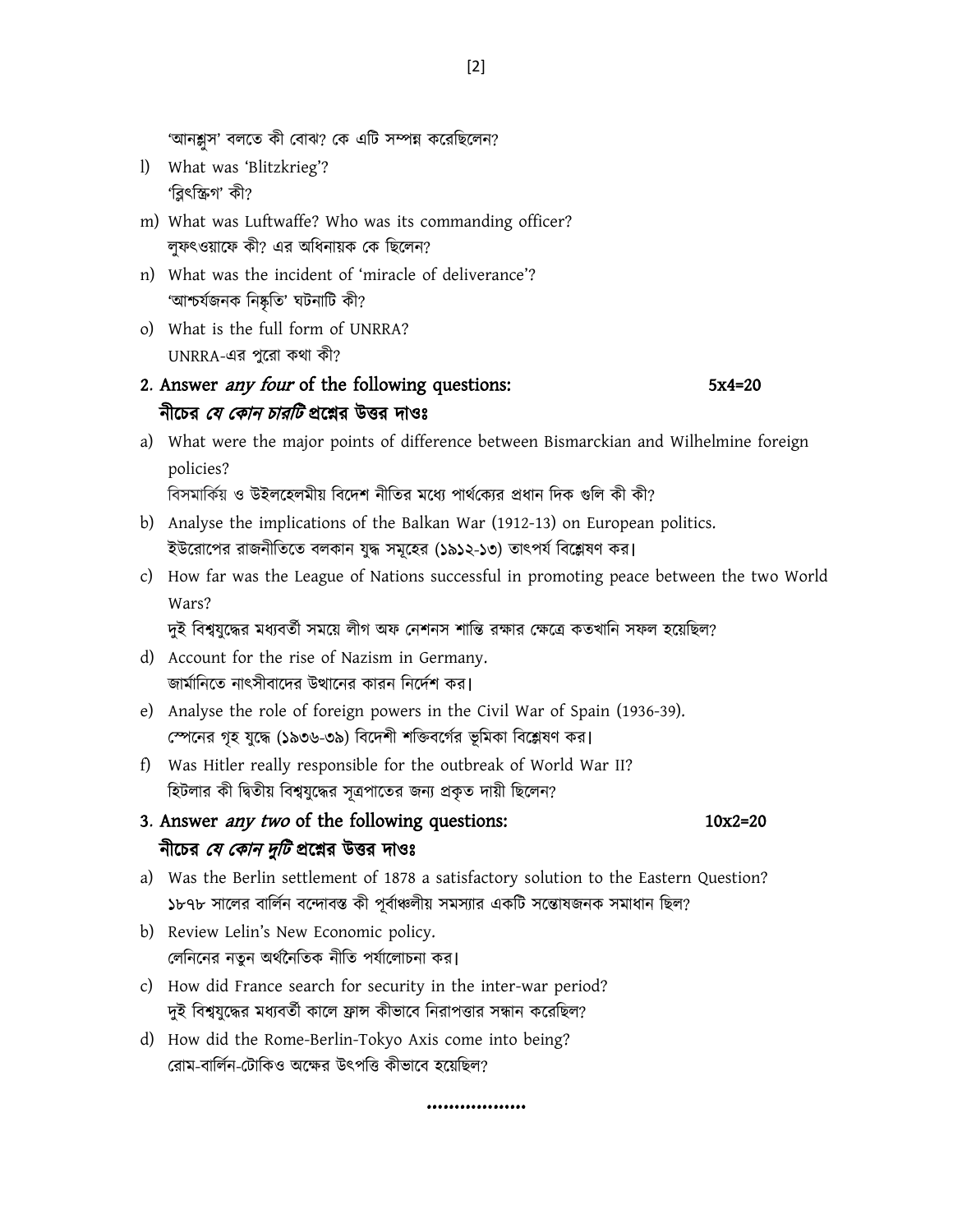'আনশ্লুস' বলতে কী বোঝ? কে এটি সম্পন্ন করেছিলেন?

l) What was 'Blitzkrieg'?
'ব্লিৎস্ক্রিগ' কী?

m) What was Luftwaffe? Who was its commanding officer?
লুফৎওয়াফে কী? এর অধিনায়ক কে ছিলেন?

n) What was the incident of 'miracle of deliverance'?
'আশ্চর্যজনক নিষ্কৃতি' ঘটনাটি কী?

o) What is the full form of UNRRA?
UNRRA-এর পুরো কথা কী?

## 2. Answer *any four* of the following questions: 5x4=20
## নীচের *যে কোন চারটি* প্রশ্নের উত্তর দাওঃ

a) What were the major points of difference between Bismarckian and Wilhelmine foreign policies?
বিসমার্কিয় ও উইলহেলমীয় বিদেশ নীতির মধ্যে পার্থক্যের প্রধান দিক গুলি কী কী?

b) Analyse the implications of the Balkan War (1912-13) on European politics.
ইউরোপের রাজনীতিতে বলকান যুদ্ধ সমূহের (১৯১২-১৩) তাৎপর্য বিশ্লেষণ কর।

c) How far was the League of Nations successful in promoting peace between the two World Wars?
দুই বিশ্বযুদ্ধের মধ্যবর্তী সময়ে লীগ অফ নেশনস শান্তি রক্ষার ক্ষেত্রে কতখানি সফল হয়েছিল?

d) Account for the rise of Nazism in Germany.
জার্মানিতে নাৎসীবাদের উত্থানের কারন নির্দেশ কর।

e) Analyse the role of foreign powers in the Civil War of Spain (1936-39).
স্পেনের গৃহ যুদ্ধে (১৯৩৬-৩৯) বিদেশী শক্তিবর্গের ভূমিকা বিশ্লেষণ কর।

f) Was Hitler really responsible for the outbreak of World War II?
হিটলার কী দ্বিতীয় বিশ্বযুদ্ধের সূত্রপাতের জন্য প্রকৃত দায়ী ছিলেন?

## 3. Answer *any two* of the following questions: 10x2=20
## নীচের *যে কোন দুটি* প্রশ্নের উত্তর দাওঃ

a) Was the Berlin settlement of 1878 a satisfactory solution to the Eastern Question?
১৮৭৮ সালের বার্লিন বন্দোবস্ত কী পূর্বাঞ্চলীয় সমস্যার একটি সন্তোষজনক সমাধান ছিল?

b) Review Lelin's New Economic policy.
লেনিনের নতুন অর্থনৈতিক নীতি পর্যালোচনা কর।

c) How did France search for security in the inter-war period?
দুই বিশ্বযুদ্ধের মধ্যবর্তী কালে ফ্রান্স কীভাবে নিরাপত্তার সন্ধান করেছিল?

d) How did the Rome-Berlin-Tokyo Axis come into being?
রোম-বার্লিন-টোকিও অক্ষের উৎপত্তি কীভাবে হয়েছিল?

..................